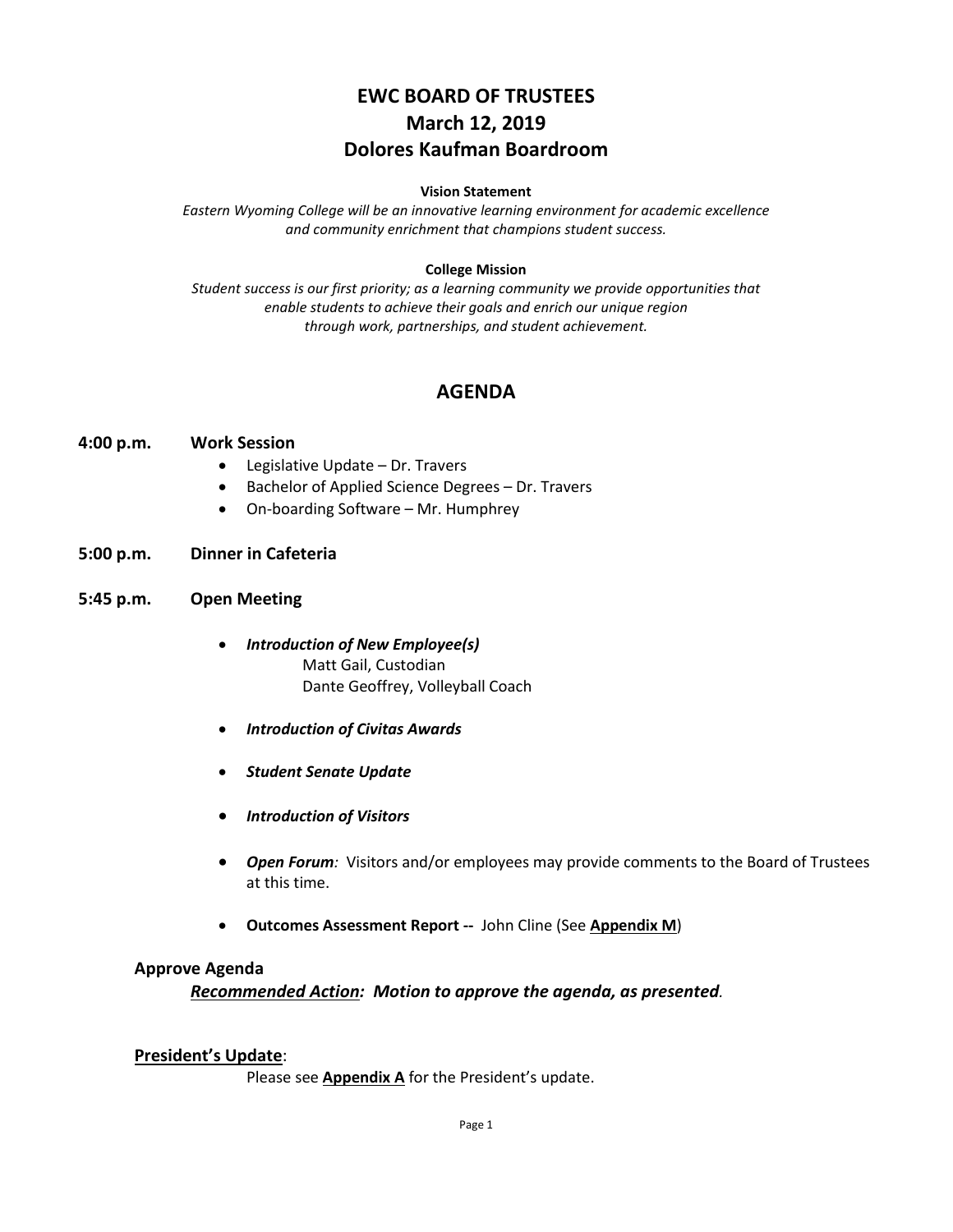# EWC BOARD OF TRUSTEES
# March 12, 2019
# Dolores Kaufman Boardroom

**Vision Statement**

*Eastern Wyoming College will be an innovative learning environment for academic excellence and community enrichment that champions student success.*

**College Mission**

*Student success is our first priority; as a learning community we provide opportunities that enable students to achieve their goals and enrich our unique region through work, partnerships, and student achievement.*

## AGENDA

**4:00 p.m. Work Session**

- Legislative Update – Dr. Travers
- Bachelor of Applied Science Degrees – Dr. Travers
- On-boarding Software – Mr. Humphrey

**5:00 p.m. Dinner in Cafeteria**

**5:45 p.m. Open Meeting**

- ***Introduction of New Employee(s)***
  Matt Gail, Custodian
  Dante Geoffrey, Volleyball Coach
- ***Introduction of Civitas Awards***
- ***Student Senate Update***
- ***Introduction of Visitors***
- ***Open Forum****:* Visitors and/or employees may provide comments to the Board of Trustees at this time.
- **Outcomes Assessment Report --** John Cline (See **Appendix M**)

**Approve Agenda**

***Recommended Action**: Motion to approve the agenda, as presented.*

**President's Update**:

Please see **Appendix A** for the President's update.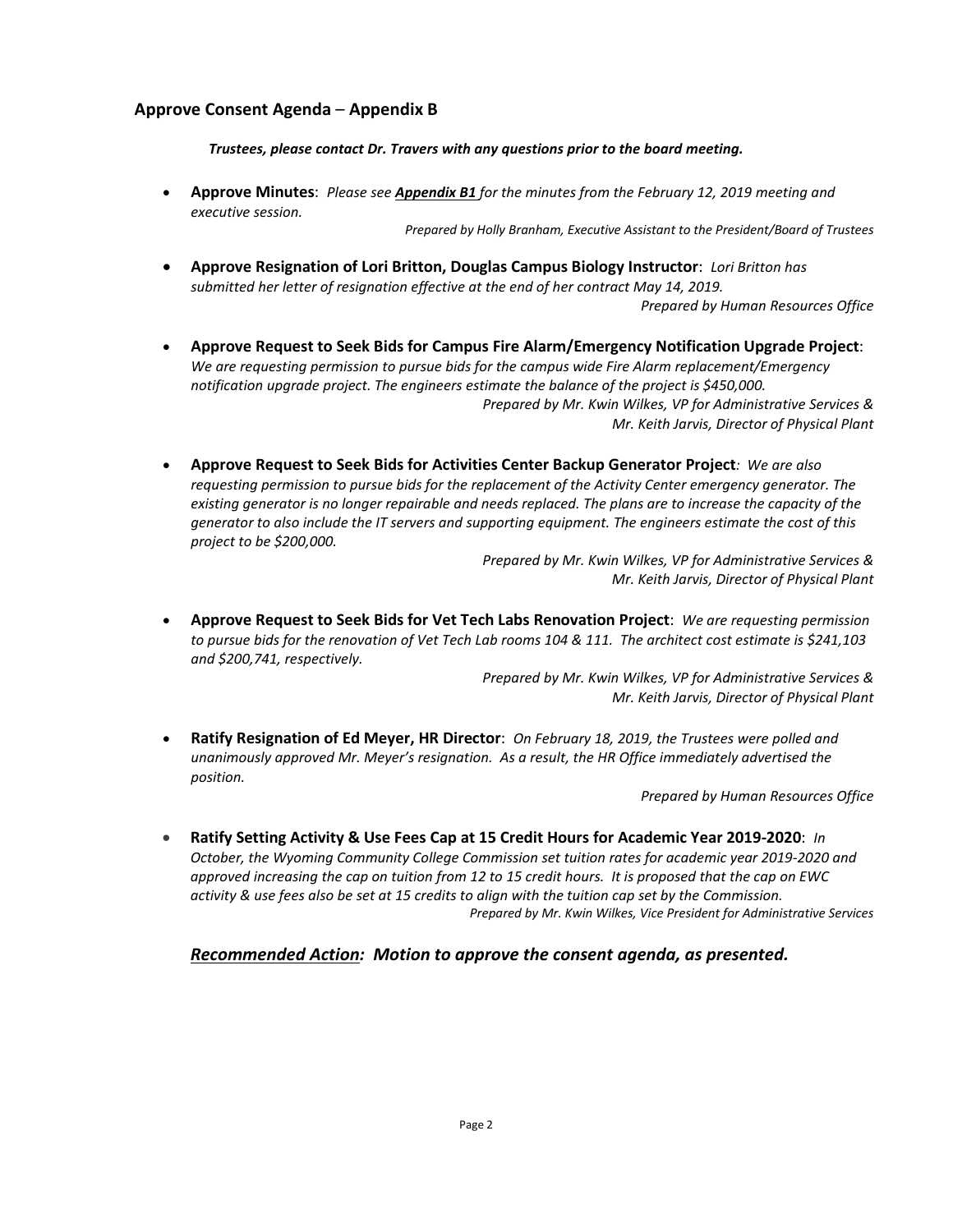## Approve Consent Agenda – Appendix B

***Trustees, please contact Dr. Travers with any questions prior to the board meeting.***

- **Approve Minutes**: *Please see **Appendix B1** for the minutes from the February 12, 2019 meeting and executive session.*

  *Prepared by Holly Branham, Executive Assistant to the President/Board of Trustees*

- **Approve Resignation of Lori Britton, Douglas Campus Biology Instructor**: *Lori Britton has submitted her letter of resignation effective at the end of her contract May 14, 2019.*

  *Prepared by Human Resources Office*

- **Approve Request to Seek Bids for Campus Fire Alarm/Emergency Notification Upgrade Project**: *We are requesting permission to pursue bids for the campus wide Fire Alarm replacement/Emergency notification upgrade project. The engineers estimate the balance of the project is $450,000.*

  *Prepared by Mr. Kwin Wilkes, VP for Administrative Services & Mr. Keith Jarvis, Director of Physical Plant*

- **Approve Request to Seek Bids for Activities Center Backup Generator Project**: *We are also requesting permission to pursue bids for the replacement of the Activity Center emergency generator. The existing generator is no longer repairable and needs replaced. The plans are to increase the capacity of the generator to also include the IT servers and supporting equipment. The engineers estimate the cost of this project to be $200,000.*

  *Prepared by Mr. Kwin Wilkes, VP for Administrative Services & Mr. Keith Jarvis, Director of Physical Plant*

- **Approve Request to Seek Bids for Vet Tech Labs Renovation Project**: *We are requesting permission to pursue bids for the renovation of Vet Tech Lab rooms 104 & 111. The architect cost estimate is $241,103 and $200,741, respectively.*

  *Prepared by Mr. Kwin Wilkes, VP for Administrative Services & Mr. Keith Jarvis, Director of Physical Plant*

- **Ratify Resignation of Ed Meyer, HR Director**: *On February 18, 2019, the Trustees were polled and unanimously approved Mr. Meyer's resignation. As a result, the HR Office immediately advertised the position.*

  *Prepared by Human Resources Office*

- **Ratify Setting Activity & Use Fees Cap at 15 Credit Hours for Academic Year 2019-2020**: *In October, the Wyoming Community College Commission set tuition rates for academic year 2019-2020 and approved increasing the cap on tuition from 12 to 15 credit hours. It is proposed that the cap on EWC activity & use fees also be set at 15 credits to align with the tuition cap set by the Commission.*

  *Prepared by Mr. Kwin Wilkes, Vice President for Administrative Services*

***Recommended Action:** **Motion to approve the consent agenda, as presented.***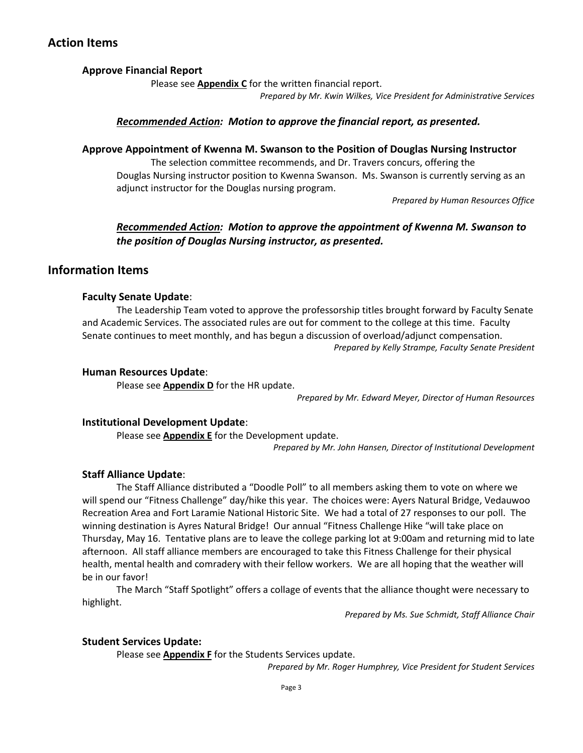## Action Items

### Approve Financial Report

Please see **Appendix C** for the written financial report.

*Prepared by Mr. Kwin Wilkes, Vice President for Administrative Services*

***Recommended Action:* *Motion to approve the financial report, as presented.***

### Approve Appointment of Kwenna M. Swanson to the Position of Douglas Nursing Instructor

The selection committee recommends, and Dr. Travers concurs, offering the Douglas Nursing instructor position to Kwenna Swanson. Ms. Swanson is currently serving as an adjunct instructor for the Douglas nursing program.

*Prepared by Human Resources Office*

***Recommended Action:* *Motion to approve the appointment of Kwenna M. Swanson to the position of Douglas Nursing instructor, as presented.***

## Information Items

### Faculty Senate Update:

The Leadership Team voted to approve the professorship titles brought forward by Faculty Senate and Academic Services. The associated rules are out for comment to the college at this time. Faculty Senate continues to meet monthly, and has begun a discussion of overload/adjunct compensation.

*Prepared by Kelly Strampe, Faculty Senate President*

### Human Resources Update:

Please see **Appendix D** for the HR update.

*Prepared by Mr. Edward Meyer, Director of Human Resources*

### Institutional Development Update:

Please see **Appendix E** for the Development update.

*Prepared by Mr. John Hansen, Director of Institutional Development*

### Staff Alliance Update:

The Staff Alliance distributed a "Doodle Poll" to all members asking them to vote on where we will spend our "Fitness Challenge" day/hike this year. The choices were: Ayers Natural Bridge, Vedauwoo Recreation Area and Fort Laramie National Historic Site. We had a total of 27 responses to our poll. The winning destination is Ayres Natural Bridge! Our annual "Fitness Challenge Hike "will take place on Thursday, May 16. Tentative plans are to leave the college parking lot at 9:00am and returning mid to late afternoon. All staff alliance members are encouraged to take this Fitness Challenge for their physical health, mental health and comradery with their fellow workers. We are all hoping that the weather will be in our favor!

The March "Staff Spotlight" offers a collage of events that the alliance thought were necessary to highlight.

*Prepared by Ms. Sue Schmidt, Staff Alliance Chair*

### Student Services Update:

Please see **Appendix F** for the Students Services update.

*Prepared by Mr. Roger Humphrey, Vice President for Student Services*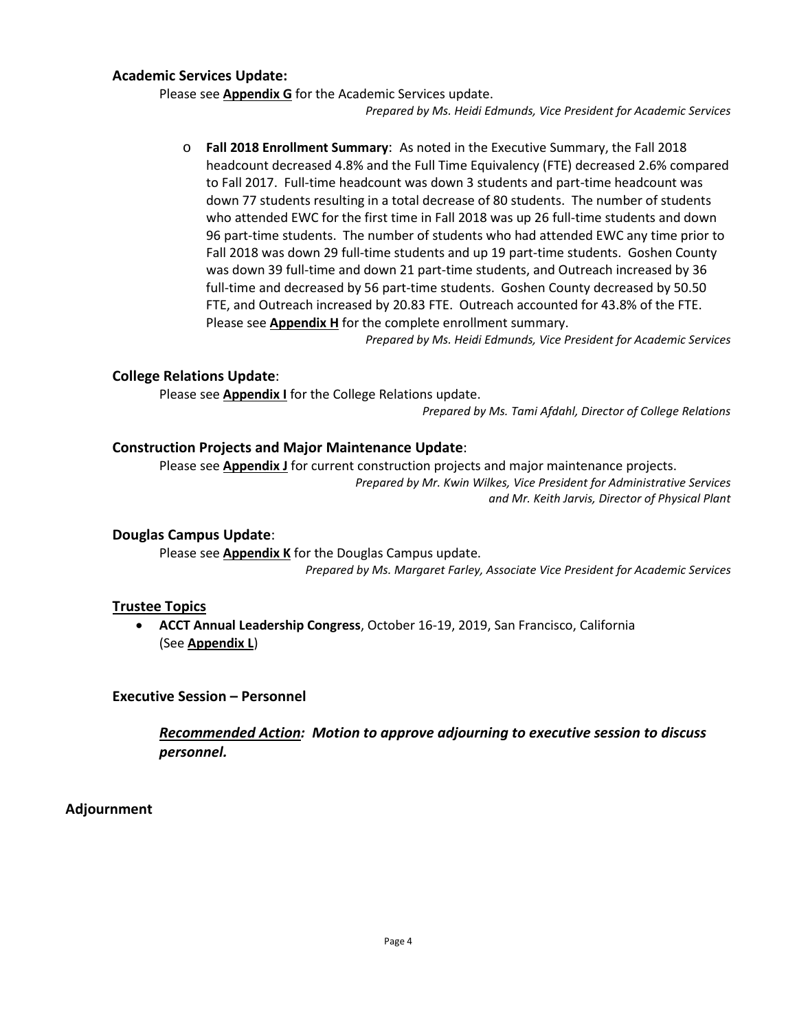**Academic Services Update:**

Please see **Appendix G** for the Academic Services update.

*Prepared by Ms. Heidi Edmunds, Vice President for Academic Services*

- **Fall 2018 Enrollment Summary**: As noted in the Executive Summary, the Fall 2018 headcount decreased 4.8% and the Full Time Equivalency (FTE) decreased 2.6% compared to Fall 2017. Full-time headcount was down 3 students and part-time headcount was down 77 students resulting in a total decrease of 80 students. The number of students who attended EWC for the first time in Fall 2018 was up 26 full-time students and down 96 part-time students. The number of students who had attended EWC any time prior to Fall 2018 was down 29 full-time students and up 19 part-time students. Goshen County was down 39 full-time and down 21 part-time students, and Outreach increased by 36 full-time and decreased by 56 part-time students. Goshen County decreased by 50.50 FTE, and Outreach increased by 20.83 FTE. Outreach accounted for 43.8% of the FTE. Please see **Appendix H** for the complete enrollment summary.

  *Prepared by Ms. Heidi Edmunds, Vice President for Academic Services*

**College Relations Update**:

Please see **Appendix I** for the College Relations update.

*Prepared by Ms. Tami Afdahl, Director of College Relations*

**Construction Projects and Major Maintenance Update**:

Please see **Appendix J** for current construction projects and major maintenance projects.

*Prepared by Mr. Kwin Wilkes, Vice President for Administrative Services and Mr. Keith Jarvis, Director of Physical Plant*

**Douglas Campus Update**:

Please see **Appendix K** for the Douglas Campus update.

*Prepared by Ms. Margaret Farley, Associate Vice President for Academic Services*

**Trustee Topics**

- **ACCT Annual Leadership Congress**, October 16-19, 2019, San Francisco, California (See **Appendix L**)

**Executive Session – Personnel**

***Recommended Action:* *Motion to approve adjourning to executive session to discuss personnel.***

**Adjournment**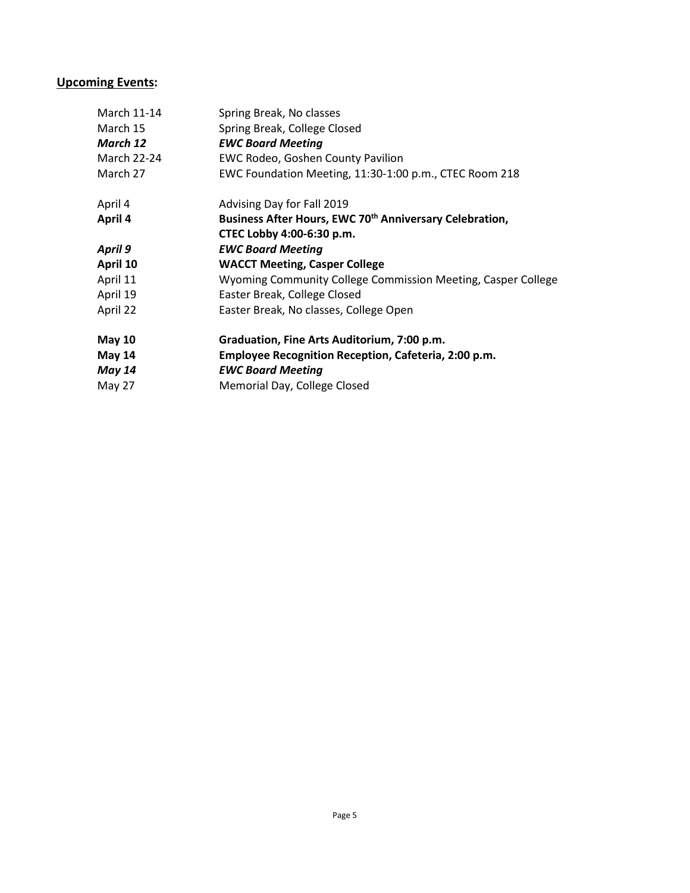**Upcoming Events:**

| | |
|---|---|
| March 11-14 | Spring Break, No classes |
| March 15 | Spring Break, College Closed |
| ***March 12*** | ***EWC Board Meeting*** |
| March 22-24 | EWC Rodeo, Goshen County Pavilion |
| March 27 | EWC Foundation Meeting, 11:30-1:00 p.m., CTEC Room 218 |
| | |
| April 4 | Advising Day for Fall 2019 |
| **April 4** | **Business After Hours, EWC 70th Anniversary Celebration, CTEC Lobby 4:00-6:30 p.m.** |
| ***April 9*** | ***EWC Board Meeting*** |
| **April 10** | **WACCT Meeting, Casper College** |
| April 11 | Wyoming Community College Commission Meeting, Casper College |
| April 19 | Easter Break, College Closed |
| April 22 | Easter Break, No classes, College Open |
| | |
| **May 10** | **Graduation, Fine Arts Auditorium, 7:00 p.m.** |
| **May 14** | **Employee Recognition Reception, Cafeteria, 2:00 p.m.** |
| ***May 14*** | ***EWC Board Meeting*** |
| May 27 | Memorial Day, College Closed |